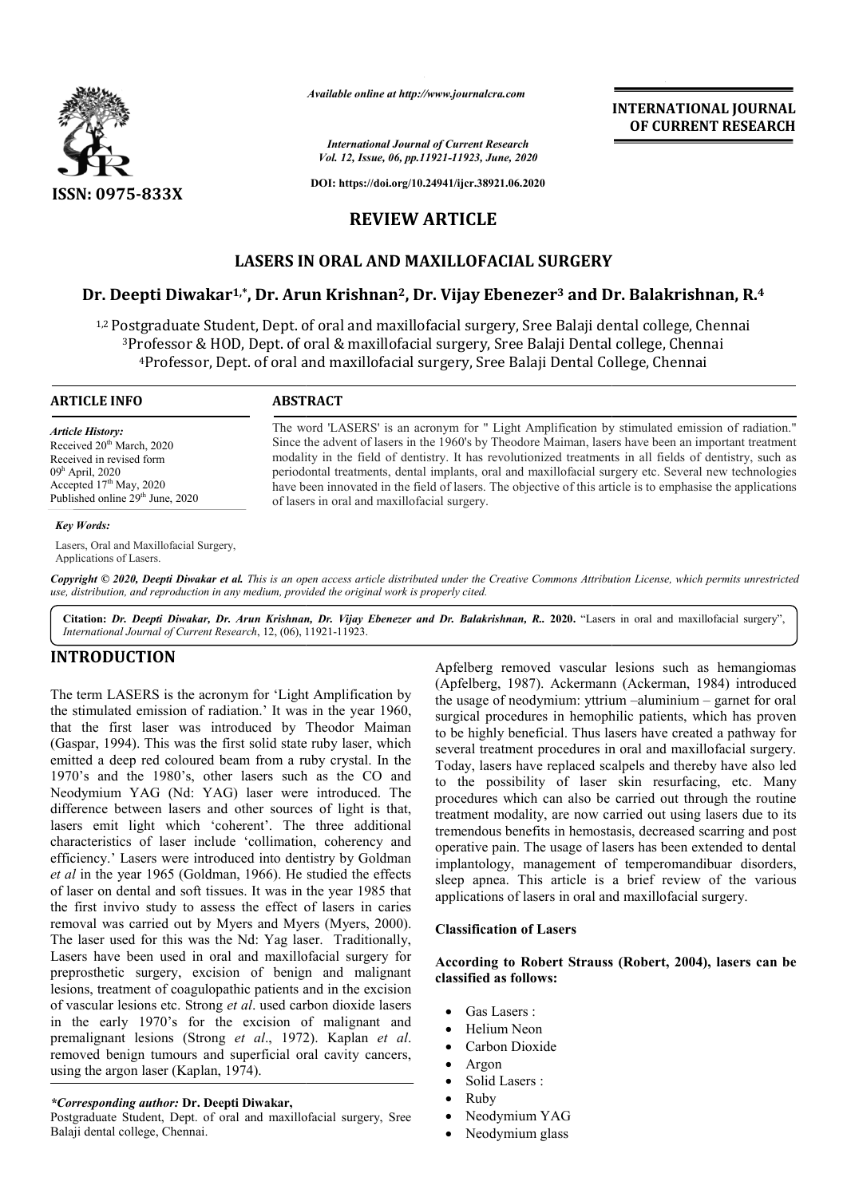**ISSN: 0975-833X**

*Available online at http://www.journalcra.com*

*International Journal of Current Research*
*Vol. 12, Issue, 06, pp.11921-11923, June, 2020*

**DOI: https://doi.org/10.24941/ijcr.38921.06.2020**

**INTERNATIONAL JOURNAL OF CURRENT RESEARCH**

# REVIEW ARTICLE

# LASERS IN ORAL AND MAXILLOFACIAL SURGERY

## Dr. Deepti Diwakar[1,*], Dr. Arun Krishnan[2], Dr. Vijay Ebenezer[3] and Dr. Balakrishnan, R.[4]

[1,2] Postgraduate Student, Dept. of oral and maxillofacial surgery, Sree Balaji dental college, Chennai
[3] Professor & HOD, Dept. of oral & maxillofacial surgery, Sree Balaji Dental college, Chennai
[4] Professor, Dept. of oral and maxillofacial surgery, Sree Balaji Dental College, Chennai

**ARTICLE INFO**

*Article History:*
Received 20th March, 2020
Received in revised form
09h April, 2020
Accepted 17th May, 2020
Published online 29th June, 2020

*Key Words:*
Lasers, Oral and Maxillofacial Surgery, Applications of Lasers.

**ABSTRACT**

The word 'LASERS' is an acronym for " Light Amplification by stimulated emission of radiation." Since the advent of lasers in the 1960's by Theodore Maiman, lasers have been an important treatment modality in the field of dentistry. It has revolutionized treatments in all fields of dentistry, such as periodontal treatments, dental implants, oral and maxillofacial surgery etc. Several new technologies have been innovated in the field of lasers. The objective of this article is to emphasise the applications of lasers in oral and maxillofacial surgery.

*Copyright © 2020, Deepti Diwakar et al. This is an open access article distributed under the Creative Commons Attribution License, which permits unrestricted use, distribution, and reproduction in any medium, provided the original work is properly cited.*

**Citation:** *Dr. Deepti Diwakar, Dr. Arun Krishnan, Dr. Vijay Ebenezer and Dr. Balakrishnan, R..* **2020.** "Lasers in oral and maxillofacial surgery", *International Journal of Current Research*, 12, (06), 11921-11923.

## INTRODUCTION

The term LASERS is the acronym for 'Light Amplification by the stimulated emission of radiation.' It was in the year 1960, that the first laser was introduced by Theodor Maiman (Gaspar, 1994). This was the first solid state ruby laser, which emitted a deep red coloured beam from a ruby crystal. In the 1970's and the 1980's, other lasers such as the CO and Neodymium YAG (Nd: YAG) laser were introduced. The difference between lasers and other sources of light is that, lasers emit light which 'coherent'. The three additional characteristics of laser include 'collimation, coherency and efficiency.' Lasers were introduced into dentistry by Goldman *et al* in the year 1965 (Goldman, 1966). He studied the effects of laser on dental and soft tissues. It was in the year 1985 that the first invivo study to assess the effect of lasers in caries removal was carried out by Myers and Myers (Myers, 2000). The laser used for this was the Nd: Yag laser. Traditionally, Lasers have been used in oral and maxillofacial surgery for preprosthetic surgery, excision of benign and malignant lesions, treatment of coagulopathic patients and in the excision of vascular lesions etc. Strong *et al*. used carbon dioxide lasers in the early 1970's for the excision of malignant and premalignant lesions (Strong *et al*., 1972). Kaplan *et al*. removed benign tumours and superficial oral cavity cancers, using the argon laser (Kaplan, 1974). Apfelberg removed vascular lesions such as hemangiomas (Apfelberg, 1987). Ackermann (Ackerman, 1984) introduced the usage of neodymium: yttrium –aluminium – garnet for oral surgical procedures in hemophilic patients, which has proven to be highly beneficial. Thus lasers have created a pathway for several treatment procedures in oral and maxillofacial surgery. Today, lasers have replaced scalpels and thereby have also led to the possibility of laser skin resurfacing, etc. Many procedures which can also be carried out through the routine treatment modality, are now carried out using lasers due to its tremendous benefits in hemostasis, decreased scarring and post operative pain. The usage of lasers has been extended to dental implantology, management of temperomandibuar disorders, sleep apnea. This article is a brief review of the various applications of lasers in oral and maxillofacial surgery.

*\*Corresponding author:* **Dr. Deepti Diwakar,**
Postgraduate Student, Dept. of oral and maxillofacial surgery, Sree Balaji dental college, Chennai.

### Classification of Lasers

**According to Robert Strauss (Robert, 2004), lasers can be classified as follows:**

- Gas Lasers :
- Helium Neon
- Carbon Dioxide
- Argon
- Solid Lasers :
- Ruby
- Neodymium YAG
- Neodymium glass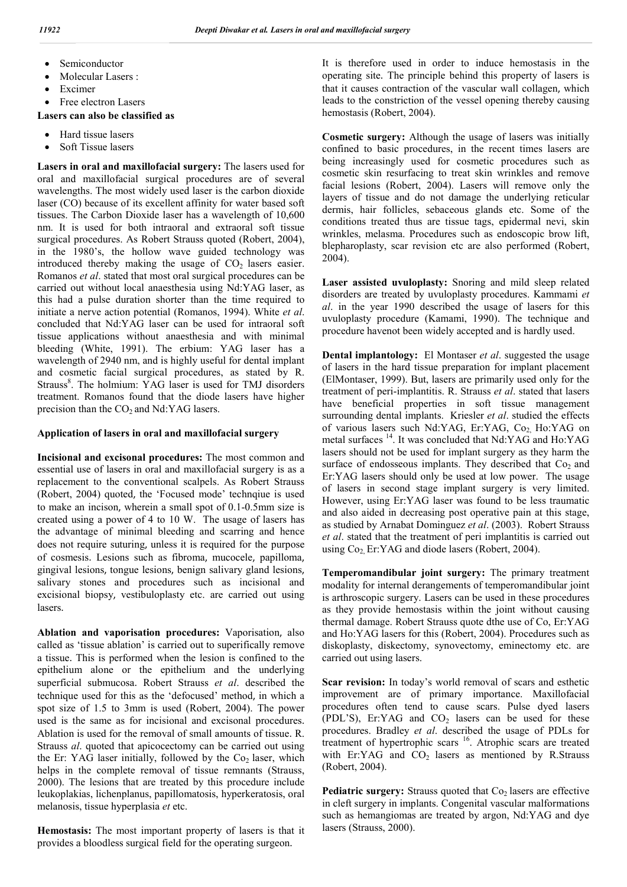- Semiconductor
- Molecular Lasers :
- Excimer
- Free electron Lasers

**Lasers can also be classified as**

- Hard tissue lasers
- Soft Tissue lasers

**Lasers in oral and maxillofacial surgery:** The lasers used for oral and maxillofacial surgical procedures are of several wavelengths. The most widely used laser is the carbon dioxide laser (CO) because of its excellent affinity for water based soft tissues. The Carbon Dioxide laser has a wavelength of 10,600 nm. It is used for both intraoral and extraoral soft tissue surgical procedures. As Robert Strauss quoted (Robert, 2004), in the 1980's, the hollow wave guided technology was introduced thereby making the usage of $CO_2$ lasers easier. Romanos *et al*. stated that most oral surgical procedures can be carried out without local anaesthesia using Nd:YAG laser, as this had a pulse duration shorter than the time required to initiate a nerve action potential (Romanos, 1994). White *et al*. concluded that Nd:YAG laser can be used for intraoral soft tissue applications without anaesthesia and with minimal bleeding (White, 1991). The erbium: YAG laser has a wavelength of 2940 nm, and is highly useful for dental implant and cosmetic facial surgical procedures, as stated by R. Strauss[8]. The holmium: YAG laser is used for TMJ disorders treatment. Romanos found that the diode lasers have higher precision than the $CO_2$ and Nd:YAG lasers.

### Application of lasers in oral and maxillofacial surgery

**Incisional and excisonal procedures:** The most common and essential use of lasers in oral and maxillofacial surgery is as a replacement to the conventional scalpels. As Robert Strauss (Robert, 2004) quoted, the 'Focused mode' technqiue is used to make an incison, wherein a small spot of 0.1-0.5mm size is created using a power of 4 to 10 W. The usage of lasers has the advantage of minimal bleeding and scarring and hence does not require suturing, unless it is required for the purpose of cosmesis. Lesions such as fibroma, mucocele, papilloma, gingival lesions, tongue lesions, benign salivary gland lesions, salivary stones and procedures such as incisional and excisional biopsy, vestibuloplasty etc. are carried out using lasers.

**Ablation and vaporisation procedures:** Vaporisation, also called as 'tissue ablation' is carried out to superifically remove a tissue. This is performed when the lesion is confined to the epithelium alone or the epithelium and the underlying superficial submucosa. Robert Strauss *et al*. described the technique used for this as the 'defocused' method, in which a spot size of 1.5 to 3mm is used (Robert, 2004). The power used is the same as for incisional and excisonal procedures. Ablation is used for the removal of small amounts of tissue. R. Strauss *al*. quoted that apicocectomy can be carried out using the Er: YAG laser initially, followed by the $Co_2$ laser, which helps in the complete removal of tissue remnants (Strauss, 2000). The lesions that are treated by this procedure include leukoplakias, lichenplanus, papillomatosis, hyperkeratosis, oral melanosis, tissue hyperplasia *et* etc.

**Hemostasis:** The most important property of lasers is that it provides a bloodless surgical field for the operating surgeon. It is therefore used in order to induce hemostasis in the operating site. The principle behind this property of lasers is that it causes contraction of the vascular wall collagen, which leads to the constriction of the vessel opening thereby causing hemostasis (Robert, 2004).

**Cosmetic surgery:** Although the usage of lasers was initially confined to basic procedures, in the recent times lasers are being increasingly used for cosmetic procedures such as cosmetic skin resurfacing to treat skin wrinkles and remove facial lesions (Robert, 2004). Lasers will remove only the layers of tissue and do not damage the underlying reticular dermis, hair follicles, sebaceous glands etc. Some of the conditions treated thus are tissue tags, epidermal nevi, skin wrinkles, melasma. Procedures such as endoscopic brow lift, blepharoplasty, scar revision etc are also performed (Robert, 2004).

**Laser assisted uvuloplasty:** Snoring and mild sleep related disorders are treated by uvuloplasty procedures. Kammami *et al*. in the year 1990 described the usage of lasers for this uvuloplasty procedure (Kamami, 1990). The technique and procedure havenot been widely accepted and is hardly used.

**Dental implantology:** El Montaser *et al*. suggested the usage of lasers in the hard tissue preparation for implant placement (ElMontaser, 1999). But, lasers are primarily used only for the treatment of peri-implantitis. R. Strauss *et al*. stated that lasers have beneficial properties in soft tissue management surrounding dental implants. Kriesler *et al*. studied the effects of various lasers such Nd:YAG, Er:YAG, $Co_2$, Ho:YAG on metal surfaces [14]. It was concluded that Nd:YAG and Ho:YAG lasers should not be used for implant surgery as they harm the surface of endosseous implants. They described that $Co_2$ and Er:YAG lasers should only be used at low power. The usage of lasers in second stage implant surgery is very limited. However, using Er:YAG laser was found to be less traumatic and also aided in decreasing post operative pain at this stage, as studied by Arnabat Dominguez *et al*. (2003). Robert Strauss *et al*. stated that the treatment of peri implantitis is carried out using $Co_2$, Er:YAG and diode lasers (Robert, 2004).

**Temperomandibular joint surgery:** The primary treatment modality for internal derangements of temperomandibular joint is arthroscopic surgery. Lasers can be used in these procedures as they provide hemostasis within the joint without causing thermal damage. Robert Strauss quote dthe use of Co, Er:YAG and Ho:YAG lasers for this (Robert, 2004). Procedures such as diskoplasty, diskectomy, synovectomy, eminectomy etc. are carried out using lasers.

**Scar revision:** In today's world removal of scars and esthetic improvement are of primary importance. Maxillofacial procedures often tend to cause scars. Pulse dyed lasers (PDL'S), Er:YAG and $CO_2$ lasers can be used for these procedures. Bradley *et al*. described the usage of PDLs for treatment of hypertrophic scars [16]. Atrophic scars are treated with Er:YAG and $CO_2$ lasers as mentioned by R.Strauss (Robert, 2004).

**Pediatric surgery:** Strauss quoted that $Co_2$ lasers are effective in cleft surgery in implants. Congenital vascular malformations such as hemangiomas are treated by argon, Nd:YAG and dye lasers (Strauss, 2000).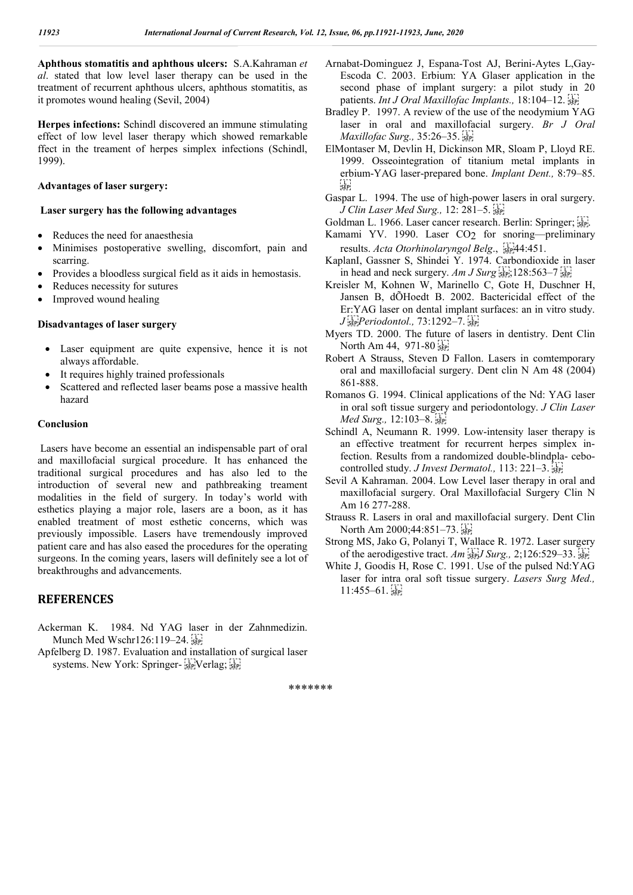**Aphthous stomatitis and aphthous ulcers:** S.A.Kahraman *et al*. stated that low level laser therapy can be used in the treatment of recurrent aphthous ulcers, aphthous stomatitis, as it promotes wound healing (Sevil, 2004)

**Herpes infections:** Schindl discovered an immune stimulating effect of low level laser therapy which showed remarkable ffect in the treament of herpes simplex infections (Schindl, 1999).

**Advantages of laser surgery:**

**Laser surgery has the following advantages**

- Reduces the need for anaesthesia
- Minimises postoperative swelling, discomfort, pain and scarring.
- Provides a bloodless surgical field as it aids in hemostasis.
- Reduces necessity for sutures
- Improved wound healing

**Disadvantages of laser surgery**

- Laser equipment are quite expensive, hence it is not always affordable.
- It requires highly trained professionals
- Scattered and reflected laser beams pose a massive health hazard

**Conclusion**

Lasers have become an essential an indispensable part of oral and maxillofacial surgical procedure. It has enhanced the traditional surgical procedures and has also led to the introduction of several new and pathbreaking treament modalities in the field of surgery. In today's world with esthetics playing a major role, lasers are a boon, as it has enabled treatment of most esthetic concerns, which was previously impossible. Lasers have tremendously improved patient care and has also eased the procedures for the operating surgeons. In the coming years, lasers will definitely see a lot of breakthroughs and advancements.

## REFERENCES

Ackerman K. 1984. Nd YAG laser in der Zahnmedizin. Munch Med Wschr126:119–24.

Apfelberg D. 1987. Evaluation and installation of surgical laser systems. New York: Springer- Verlag;

Arnabat-Dominguez J, Espana-Tost AJ, Berini-Aytes L,Gay-Escoda C. 2003. Erbium: YA Glaser application in the second phase of implant surgery: a pilot study in 20 patients. *Int J Oral Maxillofac Implants.,* 18:104–12.

Bradley P. 1997. A review of the use of the neodymium YAG laser in oral and maxillofacial surgery. *Br J Oral Maxillofac Surg.,* 35:26–35.

ElMontaser M, Devlin H, Dickinson MR, Sloam P, Lloyd RE. 1999. Osseointegration of titanium metal implants in erbium-YAG laser-prepared bone. *Implant Dent.,* 8:79–85.

Gaspar L. 1994. The use of high-power lasers in oral surgery. *J Clin Laser Med Surg.,* 12: 281–5.

Goldman L. 1966. Laser cancer research. Berlin: Springer;.

Kamami YV. 1990. Laser $CO_2$ for snoring—preliminary results. *Acta Otorhinolaryngol Belg*., 44:451.

KaplanI, Gassner S, Shindei Y. 1974. Carbondioxide in laser in head and neck surgery. *Am J Surg* ;128:563–7

Kreisler M, Kohnen W, Marinello C, Gote H, Duschner H, Jansen B, dÕHoedt B. 2002. Bactericidal effect of the Er:YAG laser on dental implant surfaces: an in vitro study. *J Periodontol.,* 73:1292–7.

Myers TD. 2000. The future of lasers in dentistry. Dent Clin North Am 44, 971-80

Robert A Strauss, Steven D Fallon. Lasers in comtemporary oral and maxillofacial surgery. Dent clin N Am 48 (2004) 861-888.

Romanos G. 1994. Clinical applications of the Nd: YAG laser in oral soft tissue surgery and periodontology. *J Clin Laser Med Surg.,* 12:103–8.

Schindl A, Neumann R. 1999. Low-intensity laser therapy is an effective treatment for recurrent herpes simplex in-fection. Results from a randomized double-blindpla- cebo-controlled study. *J Invest Dermatol.,* 113: 221–3.

Sevil A Kahraman. 2004. Low Level laser therapy in oral and maxillofacial surgery. Oral Maxillofacial Surgery Clin N Am 16 277-288.

Strauss R. Lasers in oral and maxillofacial surgery. Dent Clin North Am 2000;44:851–73.

Strong MS, Jako G, Polanyi T, Wallace R. 1972. Laser surgery of the aerodigestive tract. *Am J Surg.,* 2;126:529–33.

White J, Goodis H, Rose C. 1991. Use of the pulsed Nd:YAG laser for intra oral soft tissue surgery. *Lasers Surg Med.,* 11:455–61.

\*\*\*\*\*\*\*